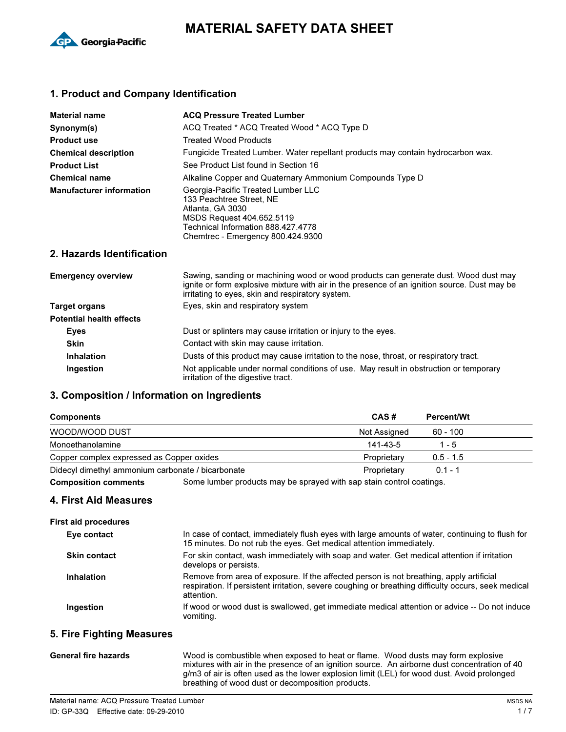# MATERIAL SAFETY DATA SHEET

## 1. Product and Company Identification

| | |
|---|---|
| **Material name** | **ACQ Pressure Treated Lumber** |
| **Synonym(s)** | ACQ Treated * ACQ Treated Wood * ACQ Type D |
| **Product use** | Treated Wood Products |
| **Chemical description** | Fungicide Treated Lumber. Water repellant products may contain hydrocarbon wax. |
| **Product List** | See Product List found in Section 16 |
| **Chemical name** | Alkaline Copper and Quaternary Ammonium Compounds Type D |
| **Manufacturer information** | Georgia-Pacific Treated Lumber LLC<br>133 Peachtree Street, NE<br>Atlanta, GA 3030<br>MSDS Request 404.652.5119<br>Technical Information 888.427.4778<br>Chemtrec - Emergency 800.424.9300 |

## 2. Hazards Identification

**Emergency overview**
Sawing, sanding or machining wood or wood products can generate dust. Wood dust may ignite or form explosive mixture with air in the presence of an ignition source. Dust may be irritating to eyes, skin and respiratory system.

**Target organs**
Eyes, skin and respiratory system

**Potential health effects**

- **Eyes**: Dust or splinters may cause irritation or injury to the eyes.
- **Skin**: Contact with skin may cause irritation.
- **Inhalation**: Dusts of this product may cause irritation to the nose, throat, or respiratory tract.
- **Ingestion**: Not applicable under normal conditions of use. May result in obstruction or temporary irritation of the digestive tract.

## 3. Composition / Information on Ingredients

| Components | CAS # | Percent/Wt |
|---|---|---|
| WOOD/WOOD DUST | Not Assigned | 60 - 100 |
| Monoethanolamine | 141-43-5 | 1 - 5 |
| Copper complex expressed as Copper oxides | Proprietary | 0.5 - 1.5 |
| Didecyl dimethyl ammonium carbonate / bicarbonate | Proprietary | 0.1 - 1 |

**Composition comments**
Some lumber products may be sprayed with sap stain control coatings.

## 4. First Aid Measures

**First aid procedures**

- **Eye contact**: In case of contact, immediately flush eyes with large amounts of water, continuing to flush for 15 minutes. Do not rub the eyes. Get medical attention immediately.
- **Skin contact**: For skin contact, wash immediately with soap and water. Get medical attention if irritation develops or persists.
- **Inhalation**: Remove from area of exposure. If the affected person is not breathing, apply artificial respiration. If persistent irritation, severe coughing or breathing difficulty occurs, seek medical attention.
- **Ingestion**: If wood or wood dust is swallowed, get immediate medical attention or advice -- Do not induce vomiting.

## 5. Fire Fighting Measures

**General fire hazards**
Wood is combustible when exposed to heat or flame. Wood dusts may form explosive mixtures with air in the presence of an ignition source. An airborne dust concentration of 40 g/m3 of air is often used as the lower explosion limit (LEL) for wood dust. Avoid prolonged breathing of wood dust or decomposition products.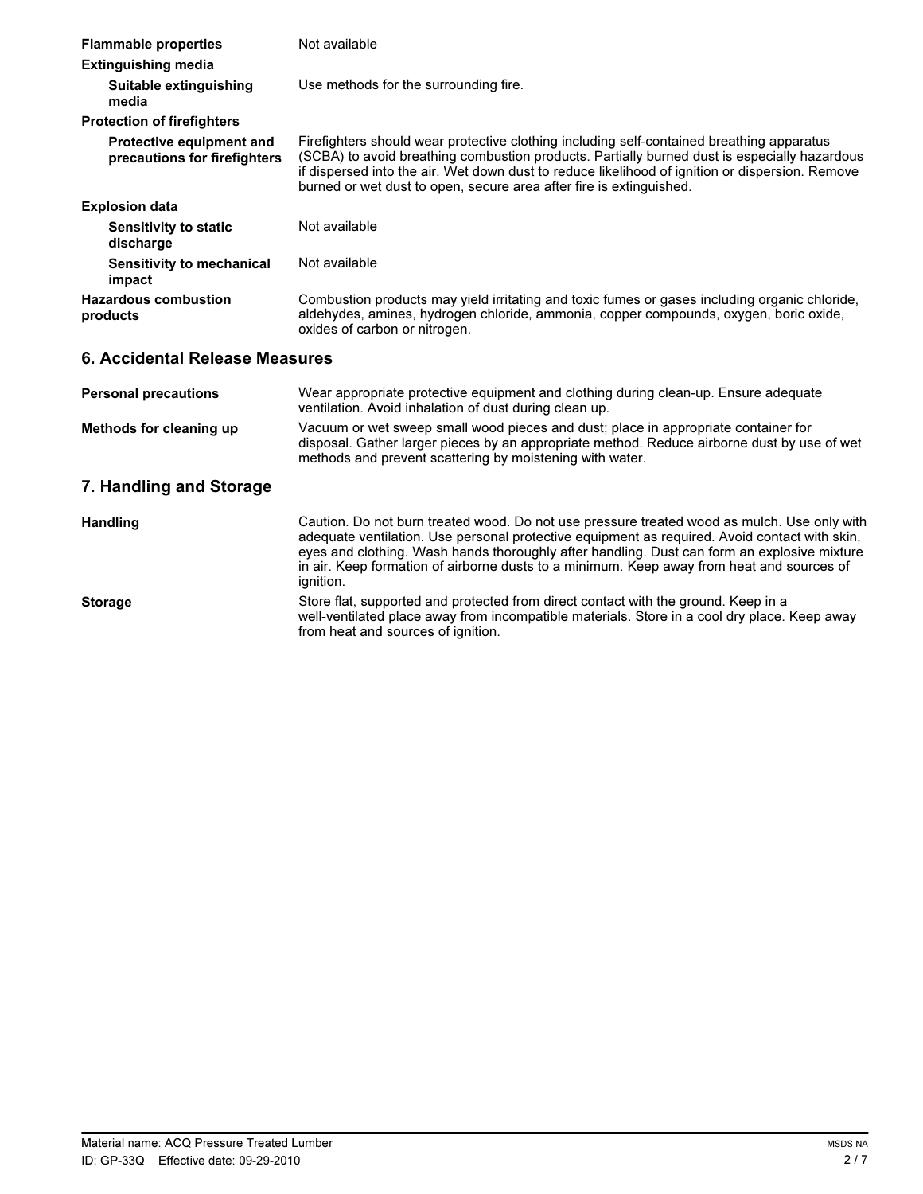**Flammable properties** Not available

**Extinguishing media**

**Suitable extinguishing media** Use methods for the surrounding fire.

**Protection of firefighters**

**Protective equipment and precautions for firefighters** Firefighters should wear protective clothing including self-contained breathing apparatus (SCBA) to avoid breathing combustion products. Partially burned dust is especially hazardous if dispersed into the air. Wet down dust to reduce likelihood of ignition or dispersion. Remove burned or wet dust to open, secure area after fire is extinguished.

**Explosion data**

**Sensitivity to static discharge** Not available

**Sensitivity to mechanical impact** Not available

**Hazardous combustion products** Combustion products may yield irritating and toxic fumes or gases including organic chloride, aldehydes, amines, hydrogen chloride, ammonia, copper compounds, oxygen, boric oxide, oxides of carbon or nitrogen.

## 6. Accidental Release Measures

**Personal precautions** Wear appropriate protective equipment and clothing during clean-up. Ensure adequate ventilation. Avoid inhalation of dust during clean up.

**Methods for cleaning up** Vacuum or wet sweep small wood pieces and dust; place in appropriate container for disposal. Gather larger pieces by an appropriate method. Reduce airborne dust by use of wet methods and prevent scattering by moistening with water.

## 7. Handling and Storage

**Handling** Caution. Do not burn treated wood. Do not use pressure treated wood as mulch. Use only with adequate ventilation. Use personal protective equipment as required. Avoid contact with skin, eyes and clothing. Wash hands thoroughly after handling. Dust can form an explosive mixture in air. Keep formation of airborne dusts to a minimum. Keep away from heat and sources of ignition.

**Storage** Store flat, supported and protected from direct contact with the ground. Keep in a well-ventilated place away from incompatible materials. Store in a cool dry place. Keep away from heat and sources of ignition.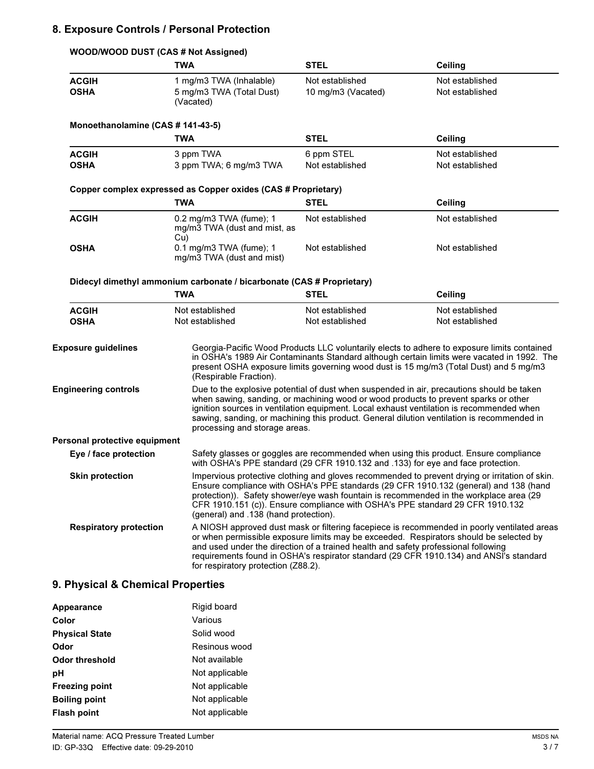## 8. Exposure Controls / Personal Protection

**WOOD/WOOD DUST (CAS # Not Assigned)**

| | TWA | STEL | Ceiling |
|---|---|---|---|
| **ACGIH** | 1 mg/m3 TWA (Inhalable) | Not established | Not established |
| **OSHA** | 5 mg/m3 TWA (Total Dust) (Vacated) | 10 mg/m3 (Vacated) | Not established |

**Monoethanolamine (CAS # 141-43-5)**

| | TWA | STEL | Ceiling |
|---|---|---|---|
| **ACGIH** | 3 ppm TWA | 6 ppm STEL | Not established |
| **OSHA** | 3 ppm TWA; 6 mg/m3 TWA | Not established | Not established |

**Copper complex expressed as Copper oxides (CAS # Proprietary)**

| | TWA | STEL | Ceiling |
|---|---|---|---|
| **ACGIH** | 0.2 mg/m3 TWA (fume); 1 mg/m3 TWA (dust and mist, as Cu) | Not established | Not established |
| **OSHA** | 0.1 mg/m3 TWA (fume); 1 mg/m3 TWA (dust and mist) | Not established | Not established |

**Didecyl dimethyl ammonium carbonate / bicarbonate (CAS # Proprietary)**

| | TWA | STEL | Ceiling |
|---|---|---|---|
| **ACGIH** | Not established | Not established | Not established |
| **OSHA** | Not established | Not established | Not established |

**Exposure guidelines**
Georgia-Pacific Wood Products LLC voluntarily elects to adhere to exposure limits contained in OSHA's 1989 Air Contaminants Standard although certain limits were vacated in 1992. The present OSHA exposure limits governing wood dust is 15 mg/m3 (Total Dust) and 5 mg/m3 (Respirable Fraction).

**Engineering controls**
Due to the explosive potential of dust when suspended in air, precautions should be taken when sawing, sanding, or machining wood or wood products to prevent sparks or other ignition sources in ventilation equipment. Local exhaust ventilation is recommended when sawing, sanding, or machining this product. General dilution ventilation is recommended in processing and storage areas.

**Personal protective equipment**

**Eye / face protection**
Safety glasses or goggles are recommended when using this product. Ensure compliance with OSHA's PPE standard (29 CFR 1910.132 and .133) for eye and face protection.

**Skin protection**
Impervious protective clothing and gloves recommended to prevent drying or irritation of skin. Ensure compliance with OSHA's PPE standards (29 CFR 1910.132 (general) and 138 (hand protection)). Safety shower/eye wash fountain is recommended in the workplace area (29 CFR 1910.151 (c)). Ensure compliance with OSHA's PPE standard 29 CFR 1910.132 (general) and .138 (hand protection).

**Respiratory protection**
A NIOSH approved dust mask or filtering facepiece is recommended in poorly ventilated areas or when permissible exposure limits may be exceeded. Respirators should be selected by and used under the direction of a trained health and safety professional following requirements found in OSHA's respirator standard (29 CFR 1910.134) and ANSI's standard for respiratory protection (Z88.2).

## 9. Physical & Chemical Properties

| | |
|---|---|
| **Appearance** | Rigid board |
| **Color** | Various |
| **Physical State** | Solid wood |
| **Odor** | Resinous wood |
| **Odor threshold** | Not available |
| **pH** | Not applicable |
| **Freezing point** | Not applicable |
| **Boiling point** | Not applicable |
| **Flash point** | Not applicable |

Material name: ACQ Pressure Treated Lumber
ID: GP-33Q Effective date: 09-29-2010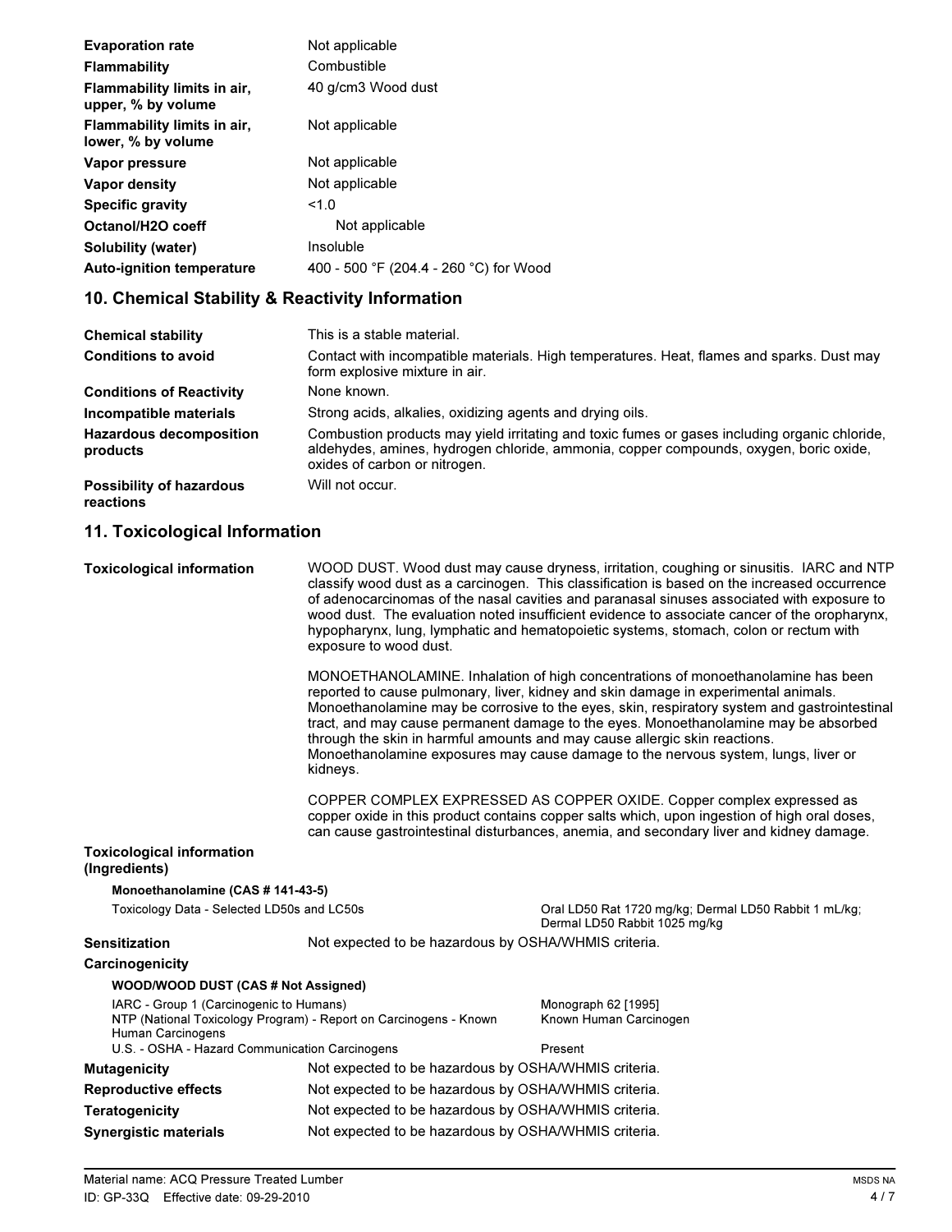| | |
|---|---|
| **Evaporation rate** | Not applicable |
| **Flammability** | Combustible |
| **Flammability limits in air, upper, % by volume** | 40 g/cm3 Wood dust |
| **Flammability limits in air, lower, % by volume** | Not applicable |
| **Vapor pressure** | Not applicable |
| **Vapor density** | Not applicable |
| **Specific gravity** | <1.0 |
| **Octanol/H2O coeff** | Not applicable |
| **Solubility (water)** | Insoluble |
| **Auto-ignition temperature** | 400 - 500 °F (204.4 - 260 °C) for Wood |

## 10. Chemical Stability & Reactivity Information

| | |
|---|---|
| **Chemical stability** | This is a stable material. |
| **Conditions to avoid** | Contact with incompatible materials. High temperatures. Heat, flames and sparks. Dust may form explosive mixture in air. |
| **Conditions of Reactivity** | None known. |
| **Incompatible materials** | Strong acids, alkalies, oxidizing agents and drying oils. |
| **Hazardous decomposition products** | Combustion products may yield irritating and toxic fumes or gases including organic chloride, aldehydes, amines, hydrogen chloride, ammonia, copper compounds, oxygen, boric oxide, oxides of carbon or nitrogen. |
| **Possibility of hazardous reactions** | Will not occur. |

## 11. Toxicological Information

**Toxicological information**

WOOD DUST. Wood dust may cause dryness, irritation, coughing or sinusitis. IARC and NTP classify wood dust as a carcinogen. This classification is based on the increased occurrence of adenocarcinomas of the nasal cavities and paranasal sinuses associated with exposure to wood dust. The evaluation noted insufficient evidence to associate cancer of the oropharynx, hypopharynx, lung, lymphatic and hematopoietic systems, stomach, colon or rectum with exposure to wood dust.

MONOETHANOLAMINE. Inhalation of high concentrations of monoethanolamine has been reported to cause pulmonary, liver, kidney and skin damage in experimental animals. Monoethanolamine may be corrosive to the eyes, skin, respiratory system and gastrointestinal tract, and may cause permanent damage to the eyes. Monoethanolamine may be absorbed through the skin in harmful amounts and may cause allergic skin reactions. Monoethanolamine exposures may cause damage to the nervous system, lungs, liver or kidneys.

COPPER COMPLEX EXPRESSED AS COPPER OXIDE. Copper complex expressed as copper oxide in this product contains copper salts which, upon ingestion of high oral doses, can cause gastrointestinal disturbances, anemia, and secondary liver and kidney damage.

**Toxicological information (Ingredients)**

**Monoethanolamine (CAS # 141-43-5)**

| | |
|---|---|
| Toxicology Data - Selected LD50s and LC50s | Oral LD50 Rat 1720 mg/kg; Dermal LD50 Rabbit 1 mL/kg; Dermal LD50 Rabbit 1025 mg/kg |

**Sensitization** Not expected to be hazardous by OSHA/WHMIS criteria.

**Carcinogenicity**

**WOOD/WOOD DUST (CAS # Not Assigned)**

| | |
|---|---|
| IARC - Group 1 (Carcinogenic to Humans) | Monograph 62 [1995] |
| NTP (National Toxicology Program) - Report on Carcinogens - Known Human Carcinogens | Known Human Carcinogen |
| U.S. - OSHA - Hazard Communication Carcinogens | Present |

| | |
|---|---|
| **Mutagenicity** | Not expected to be hazardous by OSHA/WHMIS criteria. |
| **Reproductive effects** | Not expected to be hazardous by OSHA/WHMIS criteria. |
| **Teratogenicity** | Not expected to be hazardous by OSHA/WHMIS criteria. |
| **Synergistic materials** | Not expected to be hazardous by OSHA/WHMIS criteria. |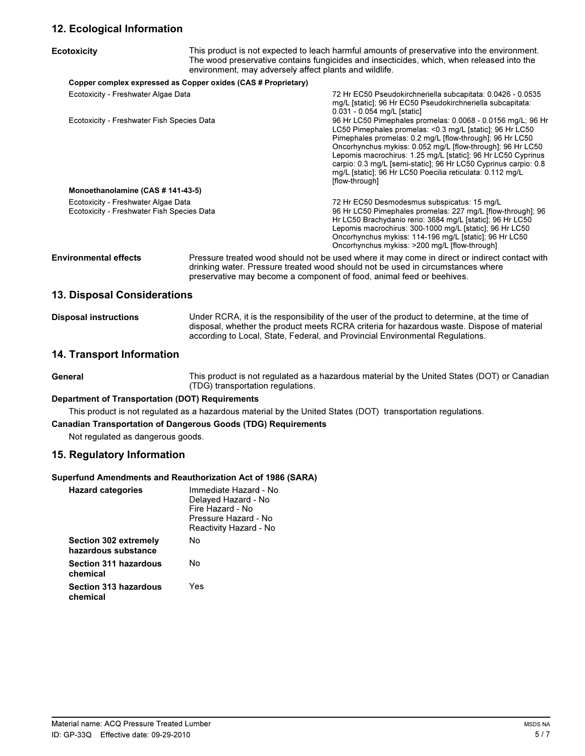## 12. Ecological Information

**Ecotoxicity**

This product is not expected to leach harmful amounts of preservative into the environment. The wood preservative contains fungicides and insecticides, which, when released into the environment, may adversely affect plants and wildlife.

**Copper complex expressed as Copper oxides (CAS # Proprietary)**

| | |
|---|---|
| Ecotoxicity - Freshwater Algae Data | 72 Hr EC50 Pseudokirchneriella subcapitata: 0.0426 - 0.0535 mg/L [static]; 96 Hr EC50 Pseudokirchneriella subcapitata: 0.031 - 0.054 mg/L [static] |
| Ecotoxicity - Freshwater Fish Species Data | 96 Hr LC50 Pimephales promelas: 0.0068 - 0.0156 mg/L; 96 Hr LC50 Pimephales promelas: <0.3 mg/L [static]; 96 Hr LC50 Pimephales promelas: 0.2 mg/L [flow-through]; 96 Hr LC50 Oncorhynchus mykiss: 0.052 mg/L [flow-through]; 96 Hr LC50 Lepomis macrochirus: 1.25 mg/L [static]; 96 Hr LC50 Cyprinus carpio: 0.3 mg/L [semi-static]; 96 Hr LC50 Cyprinus carpio: 0.8 mg/L [static]; 96 Hr LC50 Poecilia reticulata: 0.112 mg/L [flow-through] |

**Monoethanolamine (CAS # 141-43-5)**

| | |
|---|---|
| Ecotoxicity - Freshwater Algae Data | 72 Hr EC50 Desmodesmus subspicatus: 15 mg/L |
| Ecotoxicity - Freshwater Fish Species Data | 96 Hr LC50 Pimephales promelas: 227 mg/L [flow-through]; 96 Hr LC50 Brachydanio rerio: 3684 mg/L [static]; 96 Hr LC50 Lepomis macrochirus: 300-1000 mg/L [static]; 96 Hr LC50 Oncorhynchus mykiss: 114-196 mg/L [static]; 96 Hr LC50 Oncorhynchus mykiss: >200 mg/L [flow-through] |

**Environmental effects**

Pressure treated wood should not be used where it may come in direct or indirect contact with drinking water. Pressure treated wood should not be used in circumstances where preservative may become a component of food, animal feed or beehives.

## 13. Disposal Considerations

**Disposal instructions**

Under RCRA, it is the responsibility of the user of the product to determine, at the time of disposal, whether the product meets RCRA criteria for hazardous waste. Dispose of material according to Local, State, Federal, and Provincial Environmental Regulations.

## 14. Transport Information

**General**

This product is not regulated as a hazardous material by the United States (DOT) or Canadian (TDG) transportation regulations.

**Department of Transportation (DOT) Requirements**

This product is not regulated as a hazardous material by the United States (DOT) transportation regulations.

**Canadian Transportation of Dangerous Goods (TDG) Requirements**

Not regulated as dangerous goods.

## 15. Regulatory Information

**Superfund Amendments and Reauthorization Act of 1986 (SARA)**

| | |
|---|---|
| **Hazard categories** | Immediate Hazard - No<br>Delayed Hazard - No<br>Fire Hazard - No<br>Pressure Hazard - No<br>Reactivity Hazard - No |
| **Section 302 extremely hazardous substance** | No |
| **Section 311 hazardous chemical** | No |
| **Section 313 hazardous chemical** | Yes |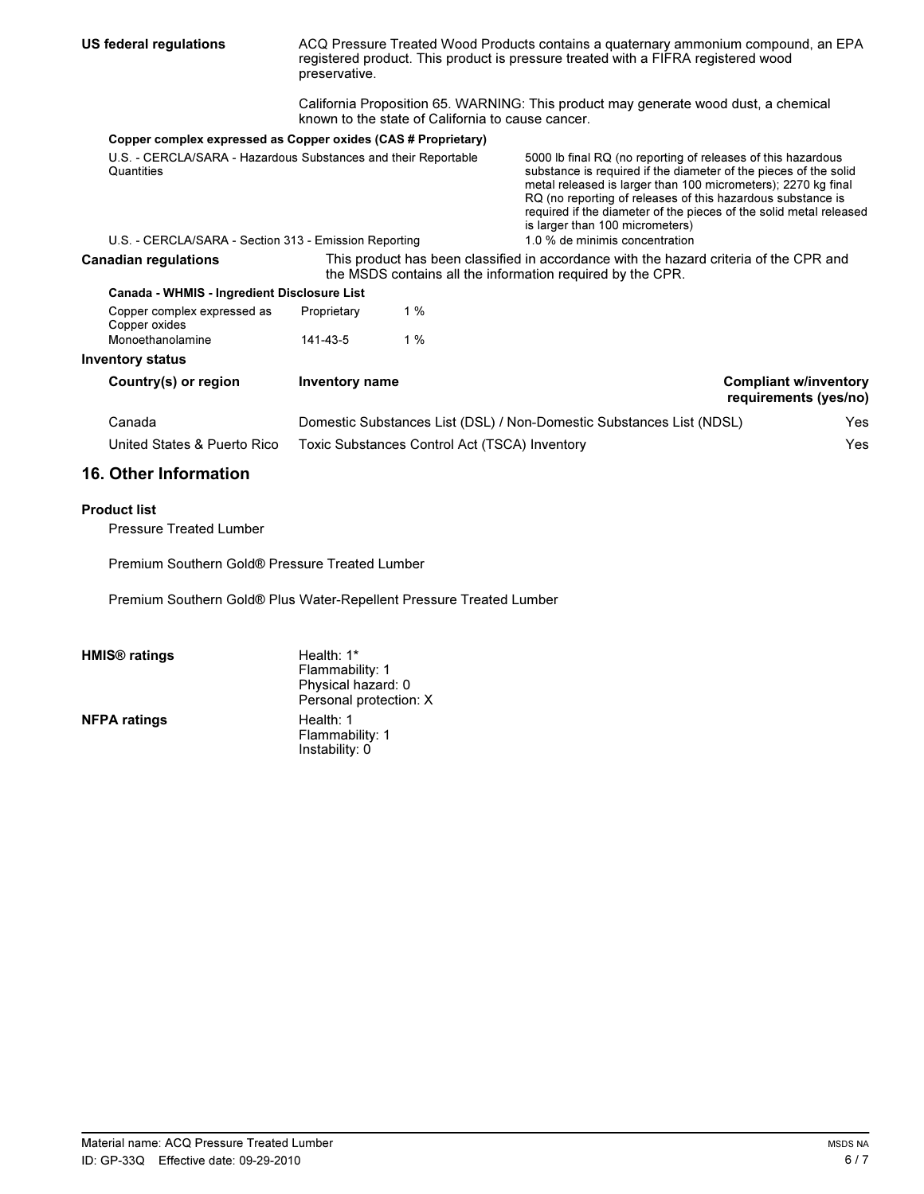**US federal regulations**

ACQ Pressure Treated Wood Products contains a quaternary ammonium compound, an EPA registered product. This product is pressure treated with a FIFRA registered wood preservative.

California Proposition 65. WARNING: This product may generate wood dust, a chemical known to the state of California to cause cancer.

**Copper complex expressed as Copper oxides (CAS # Proprietary)**

| | |
|---|---|
| U.S. - CERCLA/SARA - Hazardous Substances and their Reportable Quantities | 5000 lb final RQ (no reporting of releases of this hazardous substance is required if the diameter of the pieces of the solid metal released is larger than 100 micrometers); 2270 kg final RQ (no reporting of releases of this hazardous substance is required if the diameter of the pieces of the solid metal released is larger than 100 micrometers) |
| U.S. - CERCLA/SARA - Section 313 - Emission Reporting | 1.0 % de minimis concentration |

**Canadian regulations**

This product has been classified in accordance with the hazard criteria of the CPR and the MSDS contains all the information required by the CPR.

**Canada - WHMIS - Ingredient Disclosure List**

| | | |
|---|---|---|
| Copper complex expressed as Copper oxides | Proprietary | 1 % |
| Monoethanolamine | 141-43-5 | 1 % |

**Inventory status**

| Country(s) or region | Inventory name | Compliant w/inventory requirements (yes/no) |
|---|---|---|
| Canada | Domestic Substances List (DSL) / Non-Domestic Substances List (NDSL) | Yes |
| United States & Puerto Rico | Toxic Substances Control Act (TSCA) Inventory | Yes |

## 16. Other Information

**Product list**

Pressure Treated Lumber

Premium Southern Gold® Pressure Treated Lumber

Premium Southern Gold® Plus Water-Repellent Pressure Treated Lumber

**HMIS® ratings**

Health: 1*
Flammability: 1
Physical hazard: 0
Personal protection: X

**NFPA ratings**

Health: 1
Flammability: 1
Instability: 0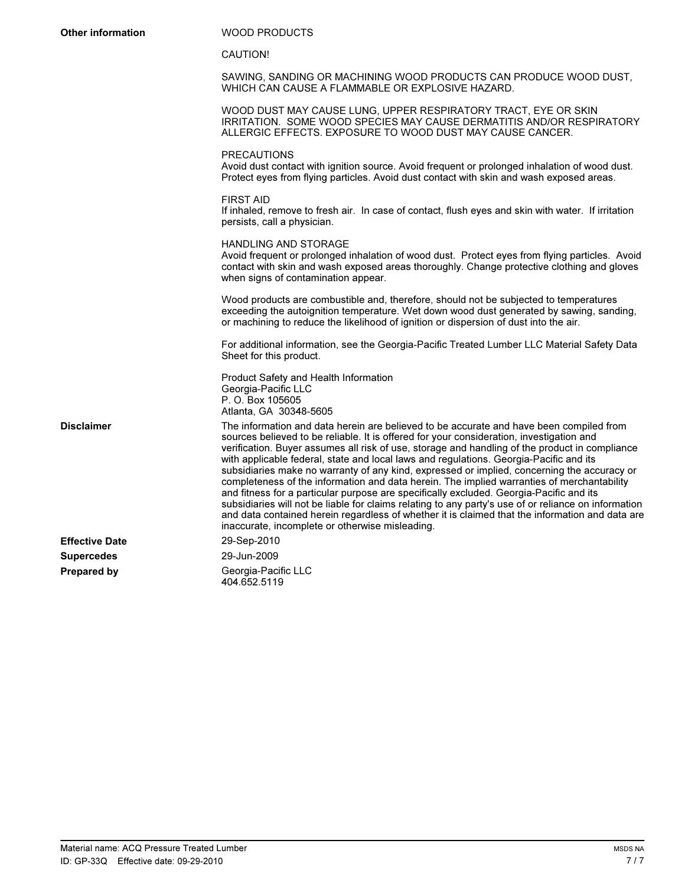**Other information**

WOOD PRODUCTS

CAUTION!

SAWING, SANDING OR MACHINING WOOD PRODUCTS CAN PRODUCE WOOD DUST, WHICH CAN CAUSE A FLAMMABLE OR EXPLOSIVE HAZARD.

WOOD DUST MAY CAUSE LUNG, UPPER RESPIRATORY TRACT, EYE OR SKIN IRRITATION. SOME WOOD SPECIES MAY CAUSE DERMATITIS AND/OR RESPIRATORY ALLERGIC EFFECTS. EXPOSURE TO WOOD DUST MAY CAUSE CANCER.

PRECAUTIONS
Avoid dust contact with ignition source. Avoid frequent or prolonged inhalation of wood dust. Protect eyes from flying particles. Avoid dust contact with skin and wash exposed areas.

FIRST AID
If inhaled, remove to fresh air. In case of contact, flush eyes and skin with water. If irritation persists, call a physician.

HANDLING AND STORAGE
Avoid frequent or prolonged inhalation of wood dust. Protect eyes from flying particles. Avoid contact with skin and wash exposed areas thoroughly. Change protective clothing and gloves when signs of contamination appear.

Wood products are combustible and, therefore, should not be subjected to temperatures exceeding the autoignition temperature. Wet down wood dust generated by sawing, sanding, or machining to reduce the likelihood of ignition or dispersion of dust into the air.

For additional information, see the Georgia-Pacific Treated Lumber LLC Material Safety Data Sheet for this product.

Product Safety and Health Information
Georgia-Pacific LLC
P. O. Box 105605
Atlanta, GA 30348-5605

**Disclaimer**

The information and data herein are believed to be accurate and have been compiled from sources believed to be reliable. It is offered for your consideration, investigation and verification. Buyer assumes all risk of use, storage and handling of the product in compliance with applicable federal, state and local laws and regulations. Georgia-Pacific and its subsidiaries make no warranty of any kind, expressed or implied, concerning the accuracy or completeness of the information and data herein. The implied warranties of merchantability and fitness for a particular purpose are specifically excluded. Georgia-Pacific and its subsidiaries will not be liable for claims relating to any party's use of or reliance on information and data contained herein regardless of whether it is claimed that the information and data are inaccurate, incomplete or otherwise misleading.

**Effective Date** 29-Sep-2010

**Supercedes** 29-Jun-2009

**Prepared by** Georgia-Pacific LLC
404.652.5119